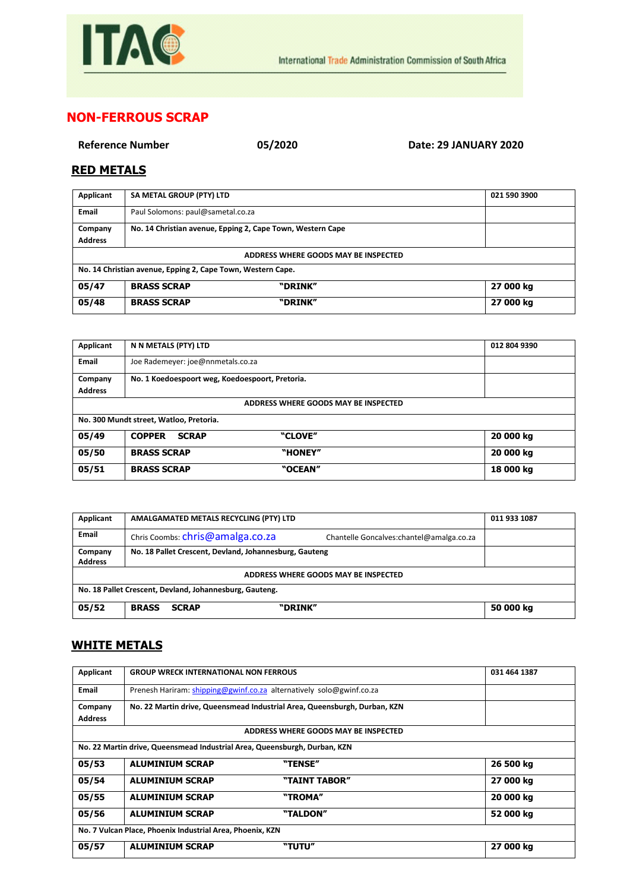# NON-FERROUS SCRAP

**Reference Number** **05/2020** **Date: 29 JANUARY 2020**

## RED METALS

| Applicant | SA METAL GROUP (PTY) LTD | | 021 590 3900 |
|---|---|---|---|
| Email | Paul Solomons: paul@sametal.co.za | | |
| Company Address | No. 14 Christian avenue, Epping 2, Cape Town, Western Cape | | |
| ADDRESS WHERE GOODS MAY BE INSPECTED | | | |
| No. 14 Christian avenue, Epping 2, Cape Town, Western Cape. | | | |
| **05/47** | **BRASS SCRAP** | **"DRINK"** | **27 000 kg** |
| **05/48** | **BRASS SCRAP** | **"DRINK"** | **27 000 kg** |

| Applicant | N N METALS (PTY) LTD | | 012 804 9390 |
|---|---|---|---|
| Email | Joe Rademeyer: joe@nnmetals.co.za | | |
| Company Address | No. 1 Koedoespoort weg, Koedoespoort, Pretoria. | | |
| ADDRESS WHERE GOODS MAY BE INSPECTED | | | |
| No. 300 Mundt street, Watloo, Pretoria. | | | |
| **05/49** | **COPPER SCRAP** | **"CLOVE"** | **20 000 kg** |
| **05/50** | **BRASS SCRAP** | **"HONEY"** | **20 000 kg** |
| **05/51** | **BRASS SCRAP** | **"OCEAN"** | **18 000 kg** |

| Applicant | AMALGAMATED METALS RECYCLING (PTY) LTD | | 011 933 1087 |
|---|---|---|---|
| Email | Chris Coombs: chris@amalga.co.za | Chantelle Goncalves:chantel@amalga.co.za | |
| Company Address | No. 18 Pallet Crescent, Devland, Johannesburg, Gauteng | | |
| ADDRESS WHERE GOODS MAY BE INSPECTED | | | |
| No. 18 Pallet Crescent, Devland, Johannesburg, Gauteng. | | | |
| **05/52** | **BRASS SCRAP** | **"DRINK"** | **50 000 kg** |

## WHITE METALS

| Applicant | GROUP WRECK INTERNATIONAL NON FERROUS | | 031 464 1387 |
|---|---|---|---|
| Email | Prenesh Hariram: shipping@gwinf.co.za alternatively solo@gwinf.co.za | | |
| Company Address | No. 22 Martin drive, Queensmead Industrial Area, Queensburgh, Durban, KZN | | |
| ADDRESS WHERE GOODS MAY BE INSPECTED | | | |
| No. 22 Martin drive, Queensmead Industrial Area, Queensburgh, Durban, KZN | | | |
| **05/53** | **ALUMINIUM SCRAP** | **"TENSE"** | **26 500 kg** |
| **05/54** | **ALUMINIUM SCRAP** | **"TAINT TABOR"** | **27 000 kg** |
| **05/55** | **ALUMINIUM SCRAP** | **"TROMA"** | **20 000 kg** |
| **05/56** | **ALUMINIUM SCRAP** | **"TALDON"** | **52 000 kg** |
| No. 7 Vulcan Place, Phoenix Industrial Area, Phoenix, KZN | | | |
| **05/57** | **ALUMINIUM SCRAP** | **"TUTU"** | **27 000 kg** |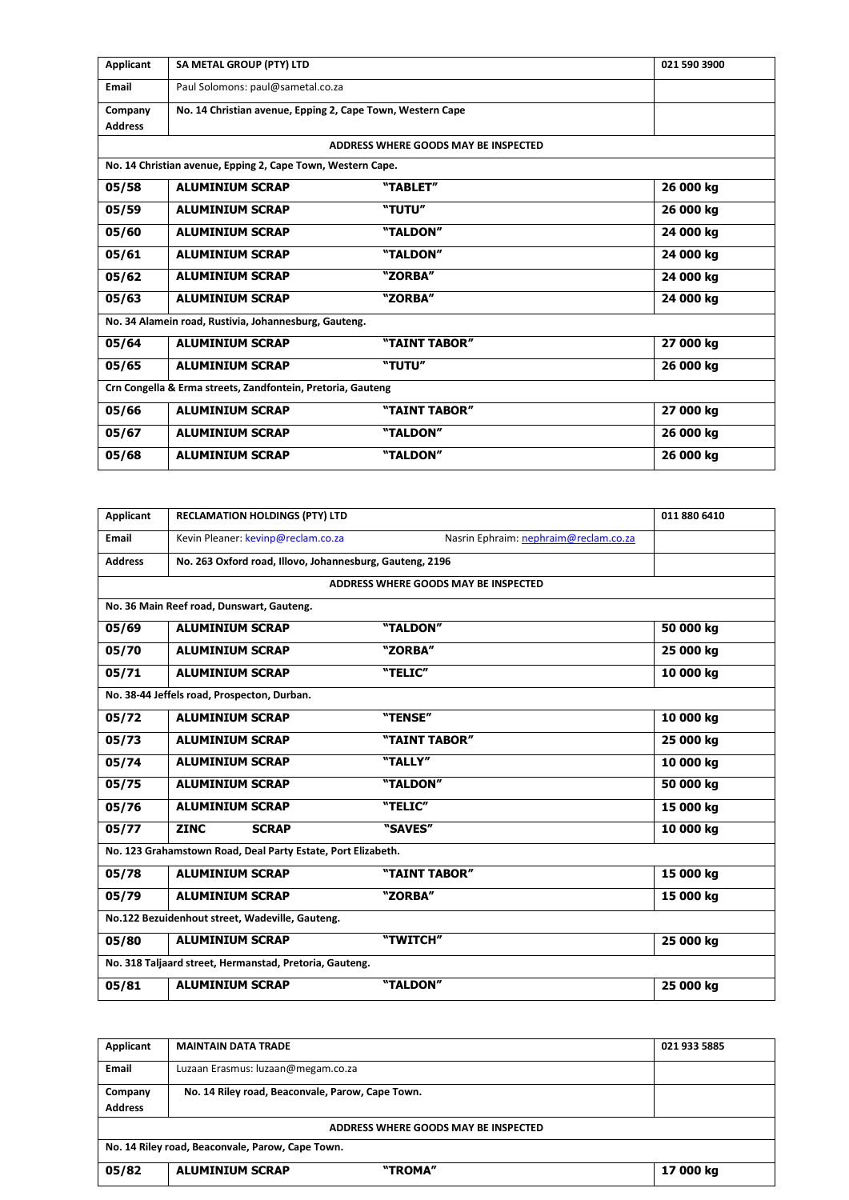| Applicant | SA METAL GROUP (PTY) LTD | | 021 590 3900 |
|---|---|---|---|
| Email | Paul Solomons: paul@sametal.co.za | | |
| Company Address | No. 14 Christian avenue, Epping 2, Cape Town, Western Cape | | |
| ADDRESS WHERE GOODS MAY BE INSPECTED | | | |
| No. 14 Christian avenue, Epping 2, Cape Town, Western Cape. | | | |
| **05/58** | **ALUMINIUM SCRAP** | **"TABLET"** | **26 000 kg** |
| **05/59** | **ALUMINIUM SCRAP** | **"TUTU"** | **26 000 kg** |
| **05/60** | **ALUMINIUM SCRAP** | **"TALDON"** | **24 000 kg** |
| **05/61** | **ALUMINIUM SCRAP** | **"TALDON"** | **24 000 kg** |
| **05/62** | **ALUMINIUM SCRAP** | **"ZORBA"** | **24 000 kg** |
| **05/63** | **ALUMINIUM SCRAP** | **"ZORBA"** | **24 000 kg** |
| No. 34 Alamein road, Rustivia, Johannesburg, Gauteng. | | | |
| **05/64** | **ALUMINIUM SCRAP** | **"TAINT TABOR"** | **27 000 kg** |
| **05/65** | **ALUMINIUM SCRAP** | **"TUTU"** | **26 000 kg** |
| Crn Congella & Erma streets, Zandfontein, Pretoria, Gauteng | | | |
| **05/66** | **ALUMINIUM SCRAP** | **"TAINT TABOR"** | **27 000 kg** |
| **05/67** | **ALUMINIUM SCRAP** | **"TALDON"** | **26 000 kg** |
| **05/68** | **ALUMINIUM SCRAP** | **"TALDON"** | **26 000 kg** |

| Applicant | RECLAMATION HOLDINGS (PTY) LTD | | 011 880 6410 |
|---|---|---|---|
| Email | Kevin Pleaner: kevinp@reclam.co.za | Nasrin Ephraim: nephraim@reclam.co.za | |
| Address | No. 263 Oxford road, Illovo, Johannesburg, Gauteng, 2196 | | |
| ADDRESS WHERE GOODS MAY BE INSPECTED | | | |
| No. 36 Main Reef road, Dunswart, Gauteng. | | | |
| **05/69** | **ALUMINIUM SCRAP** | **"TALDON"** | **50 000 kg** |
| **05/70** | **ALUMINIUM SCRAP** | **"ZORBA"** | **25 000 kg** |
| **05/71** | **ALUMINIUM SCRAP** | **"TELIC"** | **10 000 kg** |
| No. 38-44 Jeffels road, Prospecton, Durban. | | | |
| **05/72** | **ALUMINIUM SCRAP** | **"TENSE"** | **10 000 kg** |
| **05/73** | **ALUMINIUM SCRAP** | **"TAINT TABOR"** | **25 000 kg** |
| **05/74** | **ALUMINIUM SCRAP** | **"TALLY"** | **10 000 kg** |
| **05/75** | **ALUMINIUM SCRAP** | **"TALDON"** | **50 000 kg** |
| **05/76** | **ALUMINIUM SCRAP** | **"TELIC"** | **15 000 kg** |
| **05/77** | **ZINC SCRAP** | **"SAVES"** | **10 000 kg** |
| No. 123 Grahamstown Road, Deal Party Estate, Port Elizabeth. | | | |
| **05/78** | **ALUMINIUM SCRAP** | **"TAINT TABOR"** | **15 000 kg** |
| **05/79** | **ALUMINIUM SCRAP** | **"ZORBA"** | **15 000 kg** |
| No.122 Bezuidenhout street, Wadeville, Gauteng. | | | |
| **05/80** | **ALUMINIUM SCRAP** | **"TWITCH"** | **25 000 kg** |
| No. 318 Taljaard street, Hermanstad, Pretoria, Gauteng. | | | |
| **05/81** | **ALUMINIUM SCRAP** | **"TALDON"** | **25 000 kg** |

| Applicant | MAINTAIN DATA TRADE | | 021 933 5885 |
|---|---|---|---|
| Email | Luzaan Erasmus: luzaan@megam.co.za | | |
| Company Address | No. 14 Riley road, Beaconvale, Parow, Cape Town. | | |
| ADDRESS WHERE GOODS MAY BE INSPECTED | | | |
| No. 14 Riley road, Beaconvale, Parow, Cape Town. | | | |
| **05/82** | **ALUMINIUM SCRAP** | **"TROMA"** | **17 000 kg** |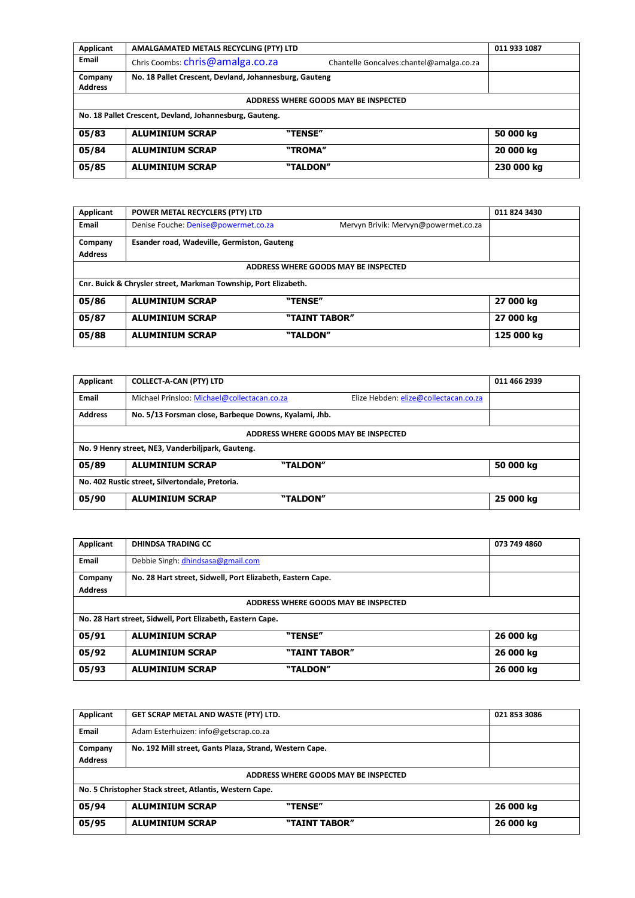| Applicant | AMALGAMATED METALS RECYCLING (PTY) LTD | | 011 933 1087 |
|---|---|---|---|
| Email | Chris Coombs: chris@amalga.co.za | Chantelle Goncalves:chantel@amalga.co.za | |
| Company Address | No. 18 Pallet Crescent, Devland, Johannesburg, Gauteng | | |
| ADDRESS WHERE GOODS MAY BE INSPECTED | | | |
| No. 18 Pallet Crescent, Devland, Johannesburg, Gauteng. | | | |
| **05/83** | **ALUMINIUM SCRAP** | **"TENSE"** | **50 000 kg** |
| **05/84** | **ALUMINIUM SCRAP** | **"TROMA"** | **20 000 kg** |
| **05/85** | **ALUMINIUM SCRAP** | **"TALDON"** | **230 000 kg** |

| Applicant | POWER METAL RECYCLERS (PTY) LTD | | 011 824 3430 |
|---|---|---|---|
| Email | Denise Fouche: Denise@powermet.co.za | Mervyn Brivik: Mervyn@powermet.co.za | |
| Company Address | Esander road, Wadeville, Germiston, Gauteng | | |
| ADDRESS WHERE GOODS MAY BE INSPECTED | | | |
| Cnr. Buick & Chrysler street, Markman Township, Port Elizabeth. | | | |
| **05/86** | **ALUMINIUM SCRAP** | **"TENSE"** | **27 000 kg** |
| **05/87** | **ALUMINIUM SCRAP** | **"TAINT TABOR"** | **27 000 kg** |
| **05/88** | **ALUMINIUM SCRAP** | **"TALDON"** | **125 000 kg** |

| Applicant | COLLECT-A-CAN (PTY) LTD | | 011 466 2939 |
|---|---|---|---|
| Email | Michael Prinsloo: Michael@collectacan.co.za | Elize Hebden: elize@collectacan.co.za | |
| Address | No. 5/13 Forsman close, Barbeque Downs, Kyalami, Jhb. | | |
| ADDRESS WHERE GOODS MAY BE INSPECTED | | | |
| No. 9 Henry street, NE3, Vanderbiljpark, Gauteng. | | | |
| **05/89** | **ALUMINIUM SCRAP** | **"TALDON"** | **50 000 kg** |
| No. 402 Rustic street, Silvertondale, Pretoria. | | | |
| **05/90** | **ALUMINIUM SCRAP** | **"TALDON"** | **25 000 kg** |

| Applicant | DHINDSA TRADING CC | | 073 749 4860 |
|---|---|---|---|
| Email | Debbie Singh: dhindsasa@gmail.com | | |
| Company Address | No. 28 Hart street, Sidwell, Port Elizabeth, Eastern Cape. | | |
| ADDRESS WHERE GOODS MAY BE INSPECTED | | | |
| No. 28 Hart street, Sidwell, Port Elizabeth, Eastern Cape. | | | |
| **05/91** | **ALUMINIUM SCRAP** | **"TENSE"** | **26 000 kg** |
| **05/92** | **ALUMINIUM SCRAP** | **"TAINT TABOR"** | **26 000 kg** |
| **05/93** | **ALUMINIUM SCRAP** | **"TALDON"** | **26 000 kg** |

| Applicant | GET SCRAP METAL AND WASTE (PTY) LTD. | | 021 853 3086 |
|---|---|---|---|
| Email | Adam Esterhuizen: info@getscrap.co.za | | |
| Company Address | No. 192 Mill street, Gants Plaza, Strand, Western Cape. | | |
| ADDRESS WHERE GOODS MAY BE INSPECTED | | | |
| No. 5 Christopher Stack street, Atlantis, Western Cape. | | | |
| **05/94** | **ALUMINIUM SCRAP** | **"TENSE"** | **26 000 kg** |
| **05/95** | **ALUMINIUM SCRAP** | **"TAINT TABOR"** | **26 000 kg** |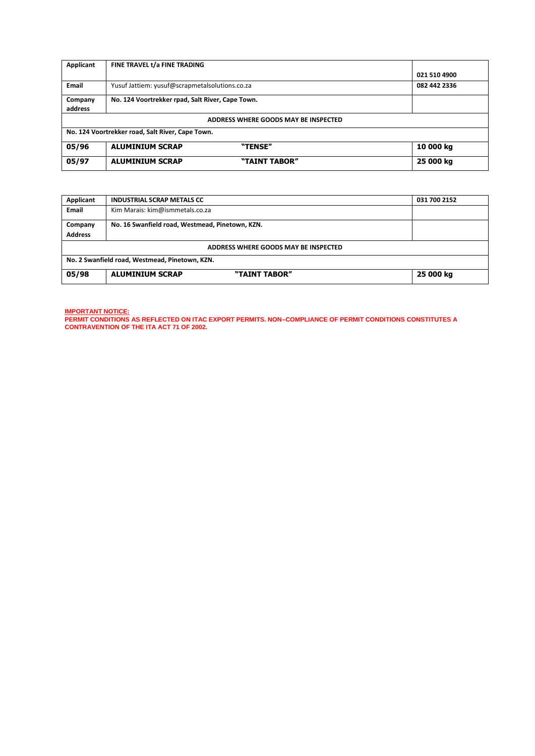| | | | |
|---|---|---|---|
| **Applicant** | **FINE TRAVEL t/a FINE TRADING** | | **021 510 4900** |
| **Email** | Yusuf Jattiem: yusuf@scrapmetalsolutions.co.za | | **082 442 2336** |
| **Company address** | **No. 124 Voortrekker rpad, Salt River, Cape Town.** | | |
| **ADDRESS WHERE GOODS MAY BE INSPECTED** | | | |
| **No. 124 Voortrekker road, Salt River, Cape Town.** | | | |
| **05/96** | **ALUMINIUM SCRAP** | **"TENSE"** | **10 000 kg** |
| **05/97** | **ALUMINIUM SCRAP** | **"TAINT TABOR"** | **25 000 kg** |

| | | | |
|---|---|---|---|
| **Applicant** | **INDUSTRIAL SCRAP METALS CC** | | **031 700 2152** |
| **Email** | Kim Marais: kim@ismmetals.co.za | | |
| **Company Address** | **No. 16 Swanfield road, Westmead, Pinetown, KZN.** | | |
| **ADDRESS WHERE GOODS MAY BE INSPECTED** | | | |
| **No. 2 Swanfield road, Westmead, Pinetown, KZN.** | | | |
| **05/98** | **ALUMINIUM SCRAP** | **"TAINT TABOR"** | **25 000 kg** |

**IMPORTANT NOTICE:**

**PERMIT CONDITIONS AS REFLECTED ON ITAC EXPORT PERMITS. NON–COMPLIANCE OF PERMIT CONDITIONS CONSTITUTES A CONTRAVENTION OF THE ITA ACT 71 OF 2002.**